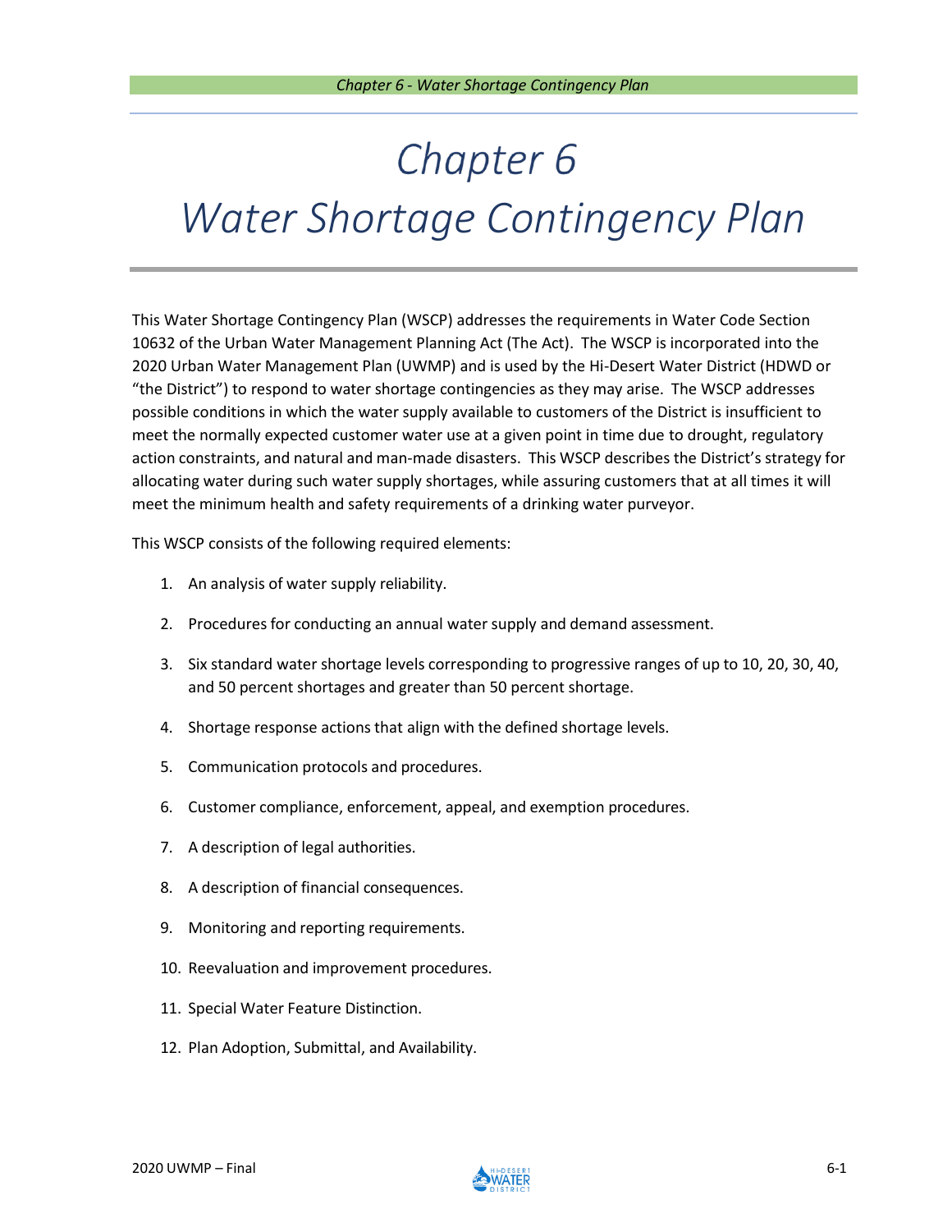# Chapter 6
# Water Shortage Contingency Plan

This Water Shortage Contingency Plan (WSCP) addresses the requirements in Water Code Section 10632 of the Urban Water Management Planning Act (The Act). The WSCP is incorporated into the 2020 Urban Water Management Plan (UWMP) and is used by the Hi-Desert Water District (HDWD or "the District") to respond to water shortage contingencies as they may arise. The WSCP addresses possible conditions in which the water supply available to customers of the District is insufficient to meet the normally expected customer water use at a given point in time due to drought, regulatory action constraints, and natural and man-made disasters. This WSCP describes the District's strategy for allocating water during such water supply shortages, while assuring customers that at all times it will meet the minimum health and safety requirements of a drinking water purveyor.

This WSCP consists of the following required elements:

1. An analysis of water supply reliability.
2. Procedures for conducting an annual water supply and demand assessment.
3. Six standard water shortage levels corresponding to progressive ranges of up to 10, 20, 30, 40, and 50 percent shortages and greater than 50 percent shortage.
4. Shortage response actions that align with the defined shortage levels.
5. Communication protocols and procedures.
6. Customer compliance, enforcement, appeal, and exemption procedures.
7. A description of legal authorities.
8. A description of financial consequences.
9. Monitoring and reporting requirements.
10. Reevaluation and improvement procedures.
11. Special Water Feature Distinction.
12. Plan Adoption, Submittal, and Availability.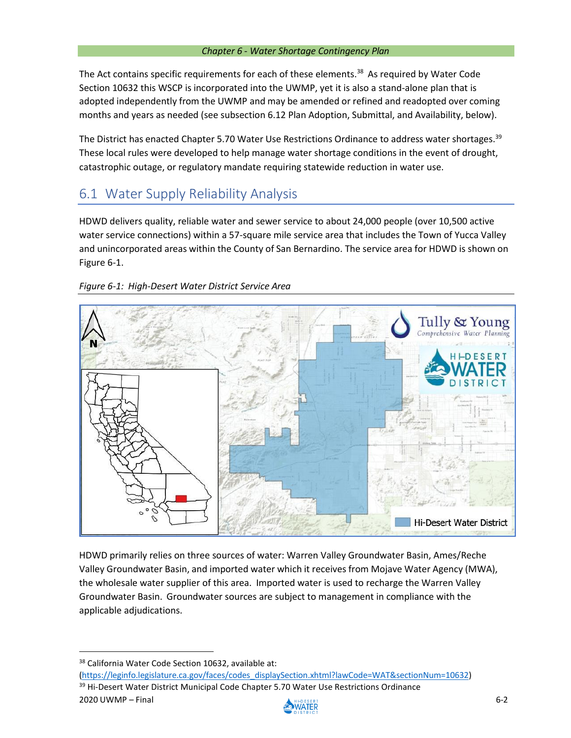The Act contains specific requirements for each of these elements.[38] As required by Water Code Section 10632 this WSCP is incorporated into the UWMP, yet it is also a stand-alone plan that is adopted independently from the UWMP and may be amended or refined and readopted over coming months and years as needed (see subsection 6.12 Plan Adoption, Submittal, and Availability, below).

The District has enacted Chapter 5.70 Water Use Restrictions Ordinance to address water shortages.[39] These local rules were developed to help manage water shortage conditions in the event of drought, catastrophic outage, or regulatory mandate requiring statewide reduction in water use.

## 6.1 Water Supply Reliability Analysis

HDWD delivers quality, reliable water and sewer service to about 24,000 people (over 10,500 active water service connections) within a 57-square mile service area that includes the Town of Yucca Valley and unincorporated areas within the County of San Bernardino. The service area for HDWD is shown on Figure 6-1.

*Figure 6-1: High-Desert Water District Service Area*

HDWD primarily relies on three sources of water: Warren Valley Groundwater Basin, Ames/Reche Valley Groundwater Basin, and imported water which it receives from Mojave Water Agency (MWA), the wholesale water supplier of this area. Imported water is used to recharge the Warren Valley Groundwater Basin. Groundwater sources are subject to management in compliance with the applicable adjudications.

---

[38] California Water Code Section 10632, available at: (https://leginfo.legislature.ca.gov/faces/codes_displaySection.xhtml?lawCode=WAT&sectionNum=10632)

[39] Hi-Desert Water District Municipal Code Chapter 5.70 Water Use Restrictions Ordinance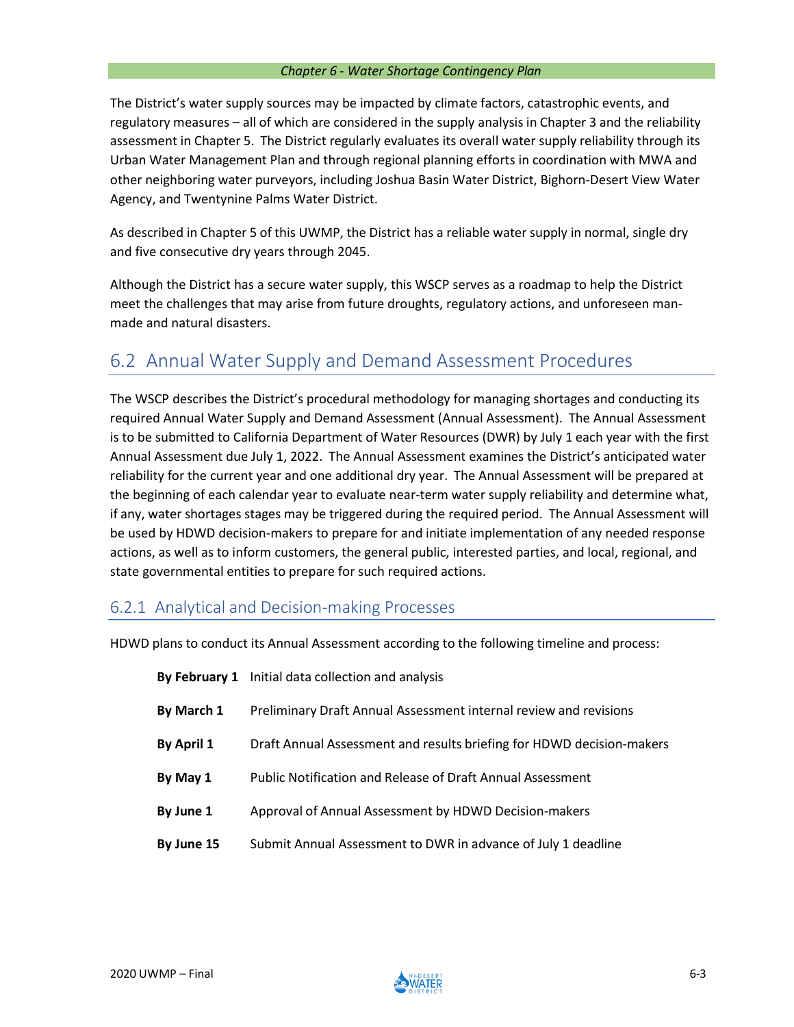The District's water supply sources may be impacted by climate factors, catastrophic events, and regulatory measures – all of which are considered in the supply analysis in Chapter 3 and the reliability assessment in Chapter 5. The District regularly evaluates its overall water supply reliability through its Urban Water Management Plan and through regional planning efforts in coordination with MWA and other neighboring water purveyors, including Joshua Basin Water District, Bighorn-Desert View Water Agency, and Twentynine Palms Water District.

As described in Chapter 5 of this UWMP, the District has a reliable water supply in normal, single dry and five consecutive dry years through 2045.

Although the District has a secure water supply, this WSCP serves as a roadmap to help the District meet the challenges that may arise from future droughts, regulatory actions, and unforeseen man-made and natural disasters.

## 6.2 Annual Water Supply and Demand Assessment Procedures

The WSCP describes the District's procedural methodology for managing shortages and conducting its required Annual Water Supply and Demand Assessment (Annual Assessment). The Annual Assessment is to be submitted to California Department of Water Resources (DWR) by July 1 each year with the first Annual Assessment due July 1, 2022. The Annual Assessment examines the District's anticipated water reliability for the current year and one additional dry year. The Annual Assessment will be prepared at the beginning of each calendar year to evaluate near-term water supply reliability and determine what, if any, water shortages stages may be triggered during the required period. The Annual Assessment will be used by HDWD decision-makers to prepare for and initiate implementation of any needed response actions, as well as to inform customers, the general public, interested parties, and local, regional, and state governmental entities to prepare for such required actions.

### 6.2.1 Analytical and Decision-making Processes

HDWD plans to conduct its Annual Assessment according to the following timeline and process:

**By February 1** Initial data collection and analysis

**By March 1** Preliminary Draft Annual Assessment internal review and revisions

**By April 1** Draft Annual Assessment and results briefing for HDWD decision-makers

**By May 1** Public Notification and Release of Draft Annual Assessment

**By June 1** Approval of Annual Assessment by HDWD Decision-makers

**By June 15** Submit Annual Assessment to DWR in advance of July 1 deadline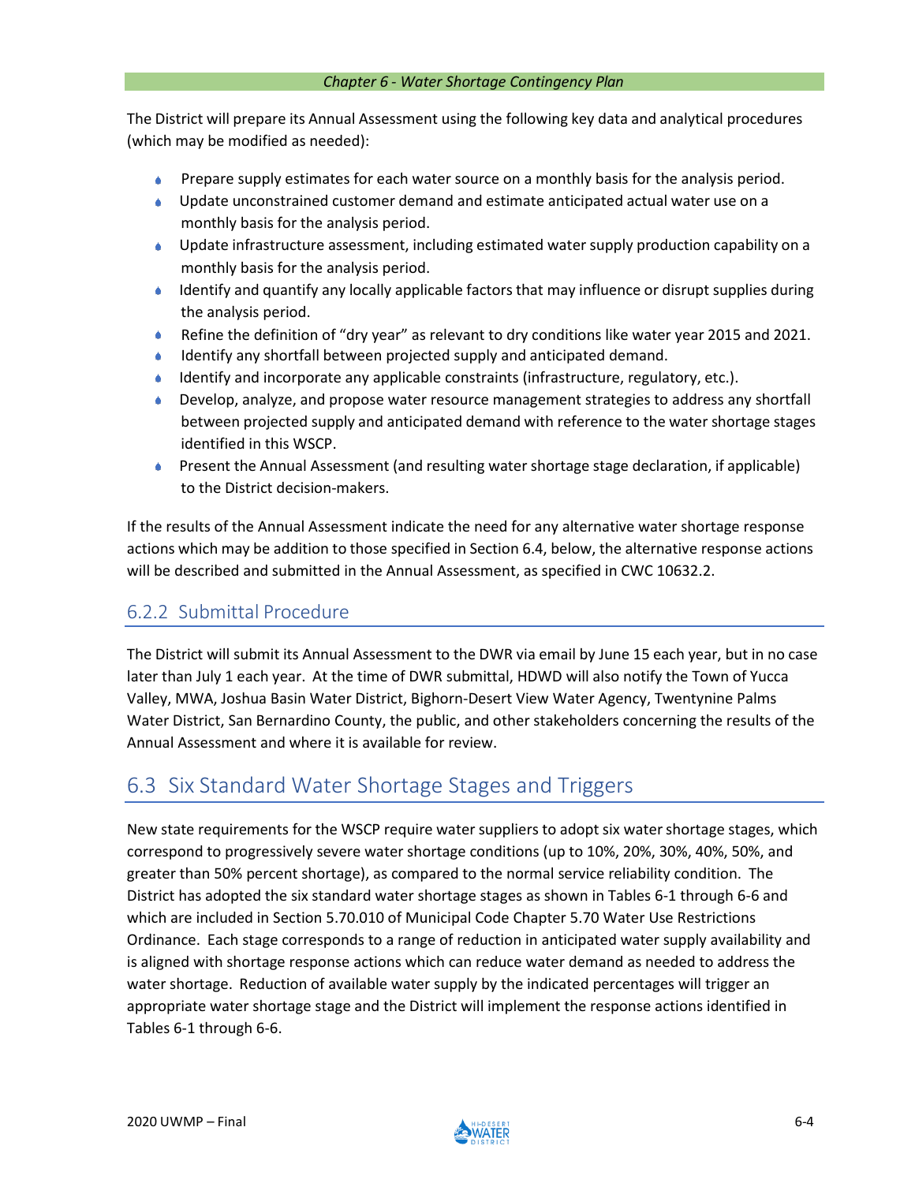The District will prepare its Annual Assessment using the following key data and analytical procedures (which may be modified as needed):

- Prepare supply estimates for each water source on a monthly basis for the analysis period.
- Update unconstrained customer demand and estimate anticipated actual water use on a monthly basis for the analysis period.
- Update infrastructure assessment, including estimated water supply production capability on a monthly basis for the analysis period.
- Identify and quantify any locally applicable factors that may influence or disrupt supplies during the analysis period.
- Refine the definition of "dry year" as relevant to dry conditions like water year 2015 and 2021.
- Identify any shortfall between projected supply and anticipated demand.
- Identify and incorporate any applicable constraints (infrastructure, regulatory, etc.).
- Develop, analyze, and propose water resource management strategies to address any shortfall between projected supply and anticipated demand with reference to the water shortage stages identified in this WSCP.
- Present the Annual Assessment (and resulting water shortage stage declaration, if applicable) to the District decision-makers.

If the results of the Annual Assessment indicate the need for any alternative water shortage response actions which may be addition to those specified in Section 6.4, below, the alternative response actions will be described and submitted in the Annual Assessment, as specified in CWC 10632.2.

### 6.2.2 Submittal Procedure

The District will submit its Annual Assessment to the DWR via email by June 15 each year, but in no case later than July 1 each year. At the time of DWR submittal, HDWD will also notify the Town of Yucca Valley, MWA, Joshua Basin Water District, Bighorn-Desert View Water Agency, Twentynine Palms Water District, San Bernardino County, the public, and other stakeholders concerning the results of the Annual Assessment and where it is available for review.

## 6.3 Six Standard Water Shortage Stages and Triggers

New state requirements for the WSCP require water suppliers to adopt six water shortage stages, which correspond to progressively severe water shortage conditions (up to 10%, 20%, 30%, 40%, 50%, and greater than 50% percent shortage), as compared to the normal service reliability condition. The District has adopted the six standard water shortage stages as shown in Tables 6-1 through 6-6 and which are included in Section 5.70.010 of Municipal Code Chapter 5.70 Water Use Restrictions Ordinance. Each stage corresponds to a range of reduction in anticipated water supply availability and is aligned with shortage response actions which can reduce water demand as needed to address the water shortage. Reduction of available water supply by the indicated percentages will trigger an appropriate water shortage stage and the District will implement the response actions identified in Tables 6-1 through 6-6.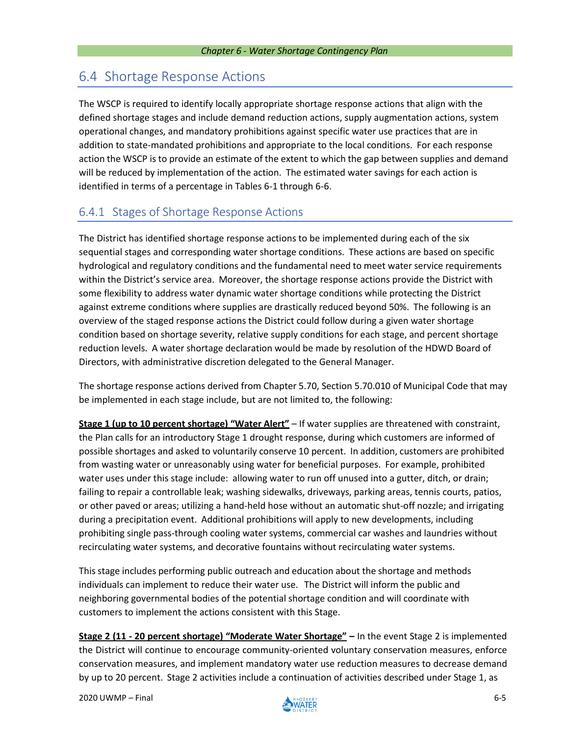## 6.4 Shortage Response Actions

The WSCP is required to identify locally appropriate shortage response actions that align with the defined shortage stages and include demand reduction actions, supply augmentation actions, system operational changes, and mandatory prohibitions against specific water use practices that are in addition to state-mandated prohibitions and appropriate to the local conditions. For each response action the WSCP is to provide an estimate of the extent to which the gap between supplies and demand will be reduced by implementation of the action. The estimated water savings for each action is identified in terms of a percentage in Tables 6-1 through 6-6.

### 6.4.1 Stages of Shortage Response Actions

The District has identified shortage response actions to be implemented during each of the six sequential stages and corresponding water shortage conditions. These actions are based on specific hydrological and regulatory conditions and the fundamental need to meet water service requirements within the District's service area. Moreover, the shortage response actions provide the District with some flexibility to address water dynamic water shortage conditions while protecting the District against extreme conditions where supplies are drastically reduced beyond 50%. The following is an overview of the staged response actions the District could follow during a given water shortage condition based on shortage severity, relative supply conditions for each stage, and percent shortage reduction levels. A water shortage declaration would be made by resolution of the HDWD Board of Directors, with administrative discretion delegated to the General Manager.

The shortage response actions derived from Chapter 5.70, Section 5.70.010 of Municipal Code that may be implemented in each stage include, but are not limited to, the following:

**Stage 1 (up to 10 percent shortage) "Water Alert"** – If water supplies are threatened with constraint, the Plan calls for an introductory Stage 1 drought response, during which customers are informed of possible shortages and asked to voluntarily conserve 10 percent. In addition, customers are prohibited from wasting water or unreasonably using water for beneficial purposes. For example, prohibited water uses under this stage include: allowing water to run off unused into a gutter, ditch, or drain; failing to repair a controllable leak; washing sidewalks, driveways, parking areas, tennis courts, patios, or other paved or areas; utilizing a hand-held hose without an automatic shut-off nozzle; and irrigating during a precipitation event. Additional prohibitions will apply to new developments, including prohibiting single pass-through cooling water systems, commercial car washes and laundries without recirculating water systems, and decorative fountains without recirculating water systems.

This stage includes performing public outreach and education about the shortage and methods individuals can implement to reduce their water use. The District will inform the public and neighboring governmental bodies of the potential shortage condition and will coordinate with customers to implement the actions consistent with this Stage.

**Stage 2 (11 - 20 percent shortage) "Moderate Water Shortage" –** In the event Stage 2 is implemented the District will continue to encourage community-oriented voluntary conservation measures, enforce conservation measures, and implement mandatory water use reduction measures to decrease demand by up to 20 percent. Stage 2 activities include a continuation of activities described under Stage 1, as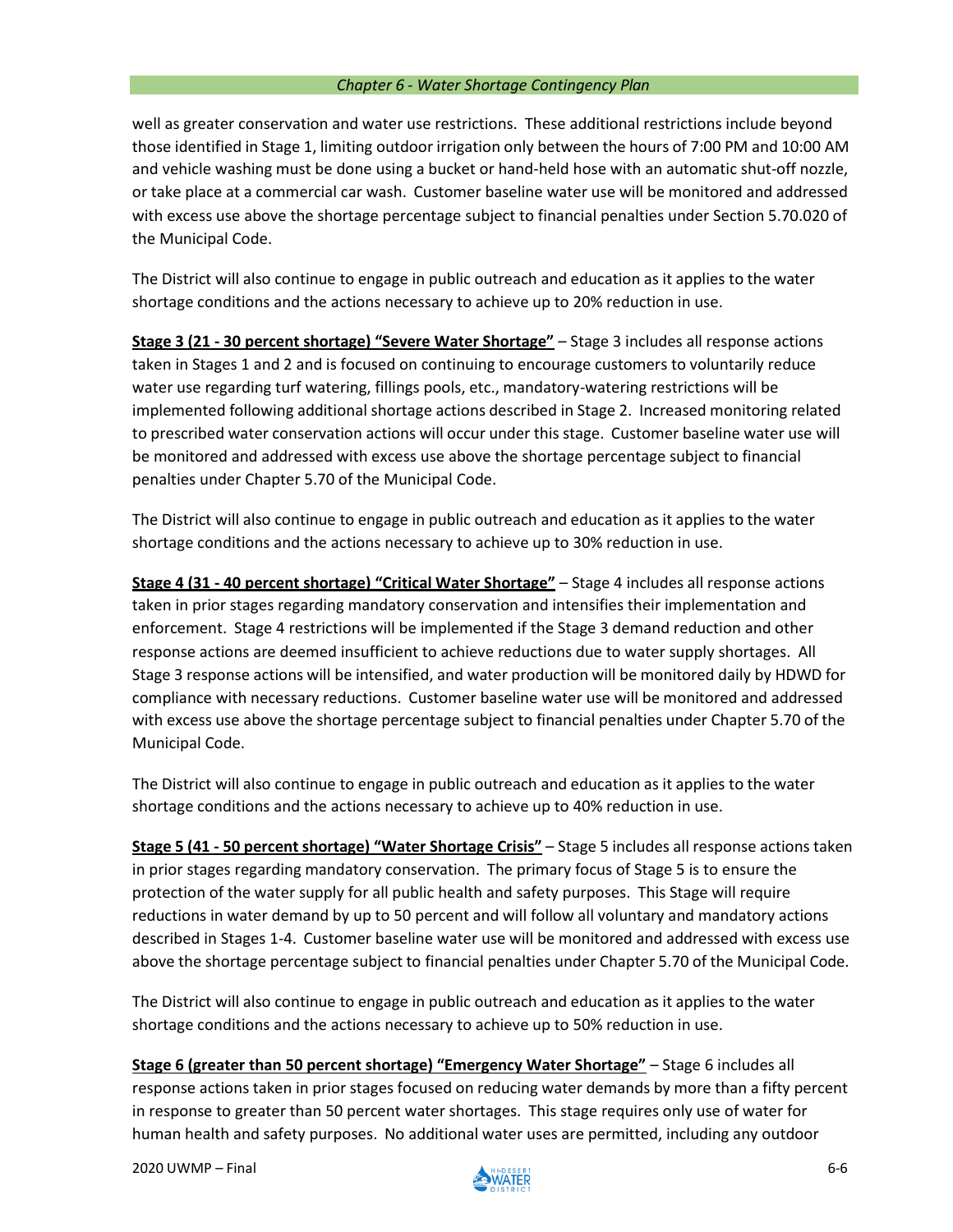well as greater conservation and water use restrictions. These additional restrictions include beyond those identified in Stage 1, limiting outdoor irrigation only between the hours of 7:00 PM and 10:00 AM and vehicle washing must be done using a bucket or hand-held hose with an automatic shut-off nozzle, or take place at a commercial car wash. Customer baseline water use will be monitored and addressed with excess use above the shortage percentage subject to financial penalties under Section 5.70.020 of the Municipal Code.

The District will also continue to engage in public outreach and education as it applies to the water shortage conditions and the actions necessary to achieve up to 20% reduction in use.

**Stage 3 (21 - 30 percent shortage) "Severe Water Shortage"** – Stage 3 includes all response actions taken in Stages 1 and 2 and is focused on continuing to encourage customers to voluntarily reduce water use regarding turf watering, fillings pools, etc., mandatory-watering restrictions will be implemented following additional shortage actions described in Stage 2. Increased monitoring related to prescribed water conservation actions will occur under this stage. Customer baseline water use will be monitored and addressed with excess use above the shortage percentage subject to financial penalties under Chapter 5.70 of the Municipal Code.

The District will also continue to engage in public outreach and education as it applies to the water shortage conditions and the actions necessary to achieve up to 30% reduction in use.

**Stage 4 (31 - 40 percent shortage) "Critical Water Shortage"** – Stage 4 includes all response actions taken in prior stages regarding mandatory conservation and intensifies their implementation and enforcement. Stage 4 restrictions will be implemented if the Stage 3 demand reduction and other response actions are deemed insufficient to achieve reductions due to water supply shortages. All Stage 3 response actions will be intensified, and water production will be monitored daily by HDWD for compliance with necessary reductions. Customer baseline water use will be monitored and addressed with excess use above the shortage percentage subject to financial penalties under Chapter 5.70 of the Municipal Code.

The District will also continue to engage in public outreach and education as it applies to the water shortage conditions and the actions necessary to achieve up to 40% reduction in use.

**Stage 5 (41 - 50 percent shortage) "Water Shortage Crisis"** – Stage 5 includes all response actions taken in prior stages regarding mandatory conservation. The primary focus of Stage 5 is to ensure the protection of the water supply for all public health and safety purposes. This Stage will require reductions in water demand by up to 50 percent and will follow all voluntary and mandatory actions described in Stages 1-4. Customer baseline water use will be monitored and addressed with excess use above the shortage percentage subject to financial penalties under Chapter 5.70 of the Municipal Code.

The District will also continue to engage in public outreach and education as it applies to the water shortage conditions and the actions necessary to achieve up to 50% reduction in use.

**Stage 6 (greater than 50 percent shortage) "Emergency Water Shortage"** – Stage 6 includes all response actions taken in prior stages focused on reducing water demands by more than a fifty percent in response to greater than 50 percent water shortages. This stage requires only use of water for human health and safety purposes. No additional water uses are permitted, including any outdoor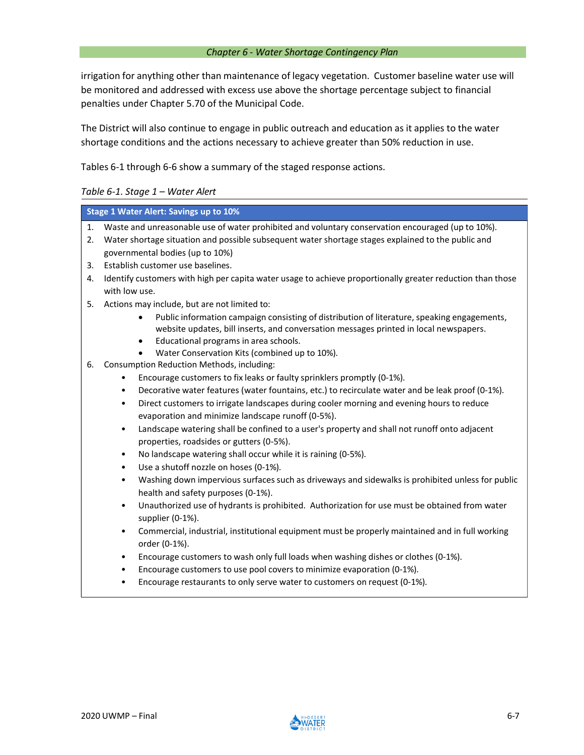irrigation for anything other than maintenance of legacy vegetation. Customer baseline water use will be monitored and addressed with excess use above the shortage percentage subject to financial penalties under Chapter 5.70 of the Municipal Code.

The District will also continue to engage in public outreach and education as it applies to the water shortage conditions and the actions necessary to achieve greater than 50% reduction in use.

Tables 6-1 through 6-6 show a summary of the staged response actions.

*Table 6-1. Stage 1 – Water Alert*

| **Stage 1 Water Alert: Savings up to 10%** |
|---|
| 1. Waste and unreasonable use of water prohibited and voluntary conservation encouraged (up to 10%).<br>2. Water shortage situation and possible subsequent water shortage stages explained to the public and governmental bodies (up to 10%)<br>3. Establish customer use baselines.<br>4. Identify customers with high per capita water usage to achieve proportionally greater reduction than those with low use.<br>5. Actions may include, but are not limited to:<br>• Public information campaign consisting of distribution of literature, speaking engagements, website updates, bill inserts, and conversation messages printed in local newspapers.<br>• Educational programs in area schools.<br>• Water Conservation Kits (combined up to 10%).<br>6. Consumption Reduction Methods, including:<br>• Encourage customers to fix leaks or faulty sprinklers promptly (0-1%).<br>• Decorative water features (water fountains, etc.) to recirculate water and be leak proof (0-1%).<br>• Direct customers to irrigate landscapes during cooler morning and evening hours to reduce evaporation and minimize landscape runoff (0-5%).<br>• Landscape watering shall be confined to a user's property and shall not runoff onto adjacent properties, roadsides or gutters (0-5%).<br>• No landscape watering shall occur while it is raining (0-5%).<br>• Use a shutoff nozzle on hoses (0-1%).<br>• Washing down impervious surfaces such as driveways and sidewalks is prohibited unless for public health and safety purposes (0-1%).<br>• Unauthorized use of hydrants is prohibited. Authorization for use must be obtained from water supplier (0-1%).<br>• Commercial, industrial, institutional equipment must be properly maintained and in full working order (0-1%).<br>• Encourage customers to wash only full loads when washing dishes or clothes (0-1%).<br>• Encourage customers to use pool covers to minimize evaporation (0-1%).<br>• Encourage restaurants to only serve water to customers on request (0-1%). |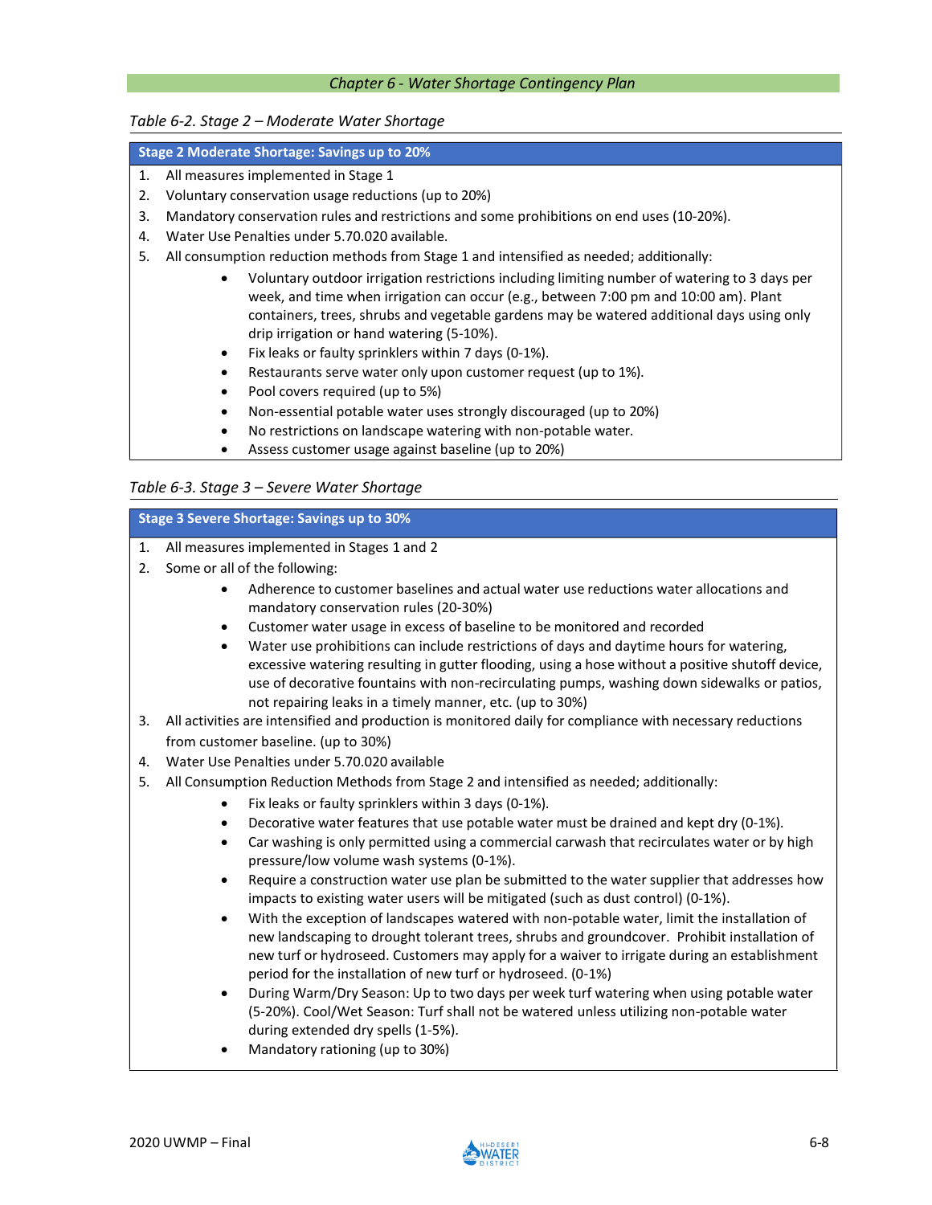*Table 6-2. Stage 2 – Moderate Water Shortage*

**Stage 2 Moderate Shortage: Savings up to 20%**

1. All measures implemented in Stage 1
2. Voluntary conservation usage reductions (up to 20%)
3. Mandatory conservation rules and restrictions and some prohibitions on end uses (10-20%).
4. Water Use Penalties under 5.70.020 available.
5. All consumption reduction methods from Stage 1 and intensified as needed; additionally:
    - Voluntary outdoor irrigation restrictions including limiting number of watering to 3 days per week, and time when irrigation can occur (e.g., between 7:00 pm and 10:00 am). Plant containers, trees, shrubs and vegetable gardens may be watered additional days using only drip irrigation or hand watering (5-10%).
    - Fix leaks or faulty sprinklers within 7 days (0-1%).
    - Restaurants serve water only upon customer request (up to 1%).
    - Pool covers required (up to 5%)
    - Non-essential potable water uses strongly discouraged (up to 20%)
    - No restrictions on landscape watering with non-potable water.
    - Assess customer usage against baseline (up to 20%)

*Table 6-3. Stage 3 – Severe Water Shortage*

**Stage 3 Severe Shortage: Savings up to 30%**

1. All measures implemented in Stages 1 and 2
2. Some or all of the following:
    - Adherence to customer baselines and actual water use reductions water allocations and mandatory conservation rules (20-30%)
    - Customer water usage in excess of baseline to be monitored and recorded
    - Water use prohibitions can include restrictions of days and daytime hours for watering, excessive watering resulting in gutter flooding, using a hose without a positive shutoff device, use of decorative fountains with non-recirculating pumps, washing down sidewalks or patios, not repairing leaks in a timely manner, etc. (up to 30%)
3. All activities are intensified and production is monitored daily for compliance with necessary reductions from customer baseline. (up to 30%)
4. Water Use Penalties under 5.70.020 available
5. All Consumption Reduction Methods from Stage 2 and intensified as needed; additionally:
    - Fix leaks or faulty sprinklers within 3 days (0-1%).
    - Decorative water features that use potable water must be drained and kept dry (0-1%).
    - Car washing is only permitted using a commercial carwash that recirculates water or by high pressure/low volume wash systems (0-1%).
    - Require a construction water use plan be submitted to the water supplier that addresses how impacts to existing water users will be mitigated (such as dust control) (0-1%).
    - With the exception of landscapes watered with non-potable water, limit the installation of new landscaping to drought tolerant trees, shrubs and groundcover. Prohibit installation of new turf or hydroseed. Customers may apply for a waiver to irrigate during an establishment period for the installation of new turf or hydroseed. (0-1%)
    - During Warm/Dry Season: Up to two days per week turf watering when using potable water (5-20%). Cool/Wet Season: Turf shall not be watered unless utilizing non-potable water during extended dry spells (1-5%).
    - Mandatory rationing (up to 30%)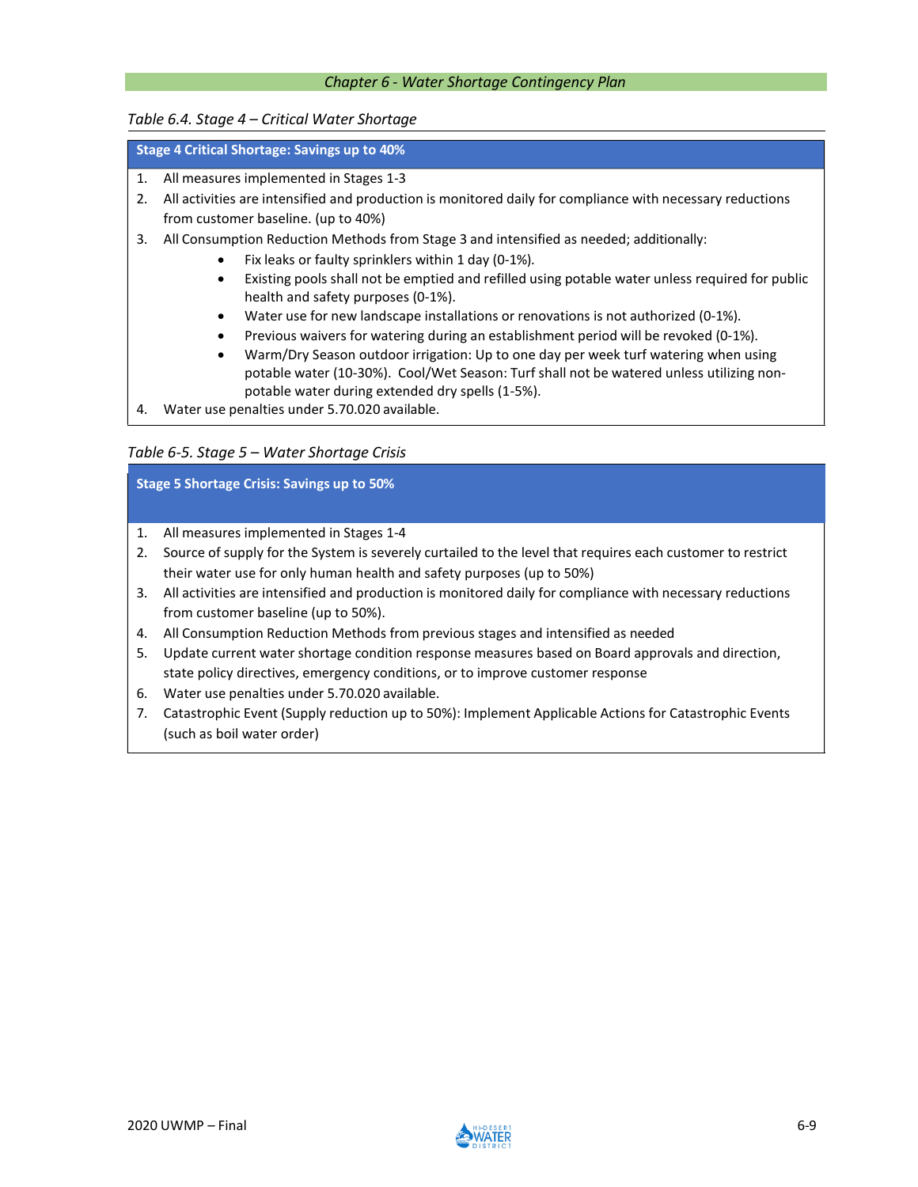*Table 6.4. Stage 4 – Critical Water Shortage*

**Stage 4 Critical Shortage: Savings up to 40%**

1. All measures implemented in Stages 1-3
2. All activities are intensified and production is monitored daily for compliance with necessary reductions from customer baseline. (up to 40%)
3. All Consumption Reduction Methods from Stage 3 and intensified as needed; additionally:
    - Fix leaks or faulty sprinklers within 1 day (0-1%).
    - Existing pools shall not be emptied and refilled using potable water unless required for public health and safety purposes (0-1%).
    - Water use for new landscape installations or renovations is not authorized (0-1%).
    - Previous waivers for watering during an establishment period will be revoked (0-1%).
    - Warm/Dry Season outdoor irrigation: Up to one day per week turf watering when using potable water (10-30%). Cool/Wet Season: Turf shall not be watered unless utilizing non-potable water during extended dry spells (1-5%).
4. Water use penalties under 5.70.020 available.

*Table 6-5. Stage 5 – Water Shortage Crisis*

**Stage 5 Shortage Crisis: Savings up to 50%**

1. All measures implemented in Stages 1-4
2. Source of supply for the System is severely curtailed to the level that requires each customer to restrict their water use for only human health and safety purposes (up to 50%)
3. All activities are intensified and production is monitored daily for compliance with necessary reductions from customer baseline (up to 50%).
4. All Consumption Reduction Methods from previous stages and intensified as needed
5. Update current water shortage condition response measures based on Board approvals and direction, state policy directives, emergency conditions, or to improve customer response
6. Water use penalties under 5.70.020 available.
7. Catastrophic Event (Supply reduction up to 50%): Implement Applicable Actions for Catastrophic Events (such as boil water order)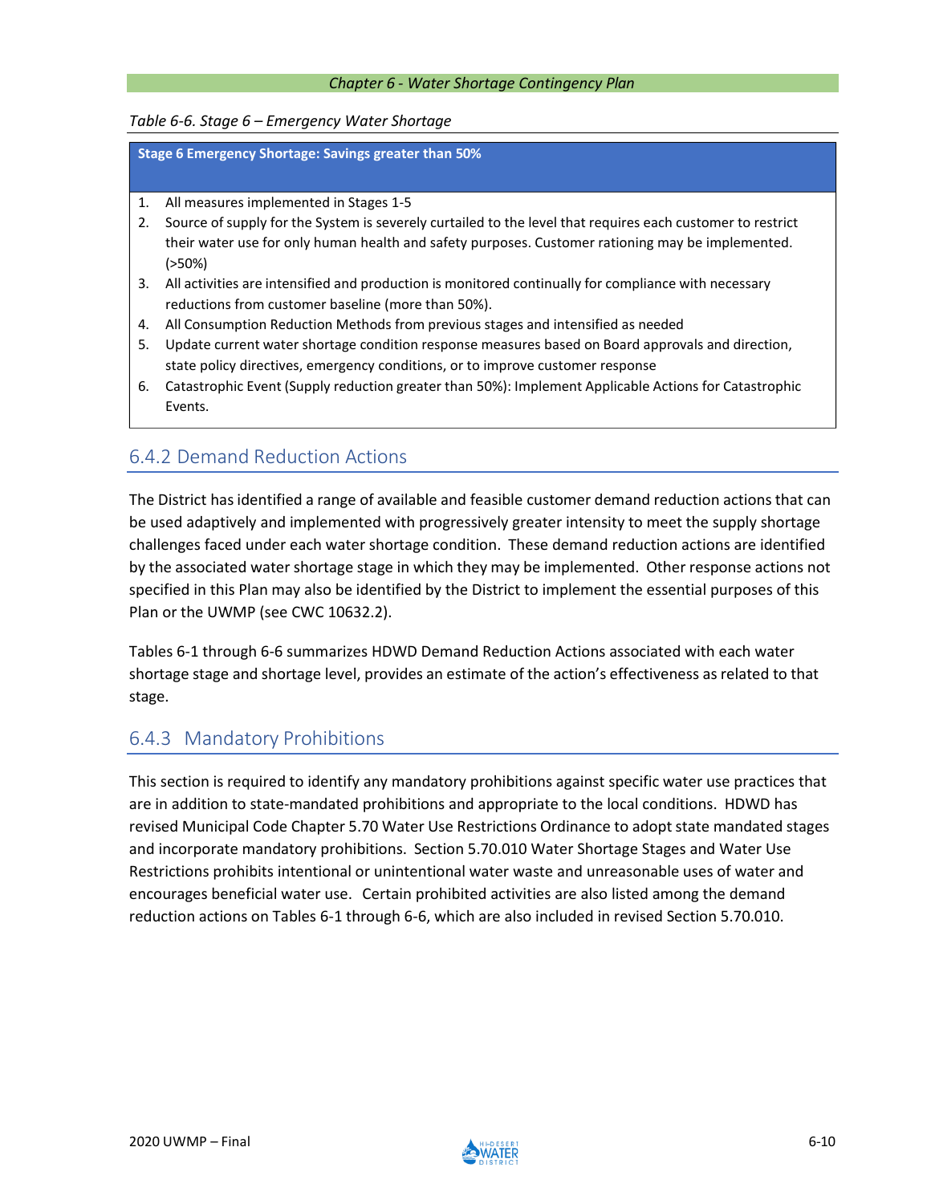*Table 6-6. Stage 6 – Emergency Water Shortage*

| Stage 6 Emergency Shortage: Savings greater than 50% |
| --- |
| 1. All measures implemented in Stages 1-5<br>2. Source of supply for the System is severely curtailed to the level that requires each customer to restrict their water use for only human health and safety purposes. Customer rationing may be implemented. (>50%)<br>3. All activities are intensified and production is monitored continually for compliance with necessary reductions from customer baseline (more than 50%).<br>4. All Consumption Reduction Methods from previous stages and intensified as needed<br>5. Update current water shortage condition response measures based on Board approvals and direction, state policy directives, emergency conditions, or to improve customer response<br>6. Catastrophic Event (Supply reduction greater than 50%): Implement Applicable Actions for Catastrophic Events. |

## 6.4.2 Demand Reduction Actions

The District has identified a range of available and feasible customer demand reduction actions that can be used adaptively and implemented with progressively greater intensity to meet the supply shortage challenges faced under each water shortage condition. These demand reduction actions are identified by the associated water shortage stage in which they may be implemented. Other response actions not specified in this Plan may also be identified by the District to implement the essential purposes of this Plan or the UWMP (see CWC 10632.2).

Tables 6-1 through 6-6 summarizes HDWD Demand Reduction Actions associated with each water shortage stage and shortage level, provides an estimate of the action's effectiveness as related to that stage.

## 6.4.3 Mandatory Prohibitions

This section is required to identify any mandatory prohibitions against specific water use practices that are in addition to state-mandated prohibitions and appropriate to the local conditions. HDWD has revised Municipal Code Chapter 5.70 Water Use Restrictions Ordinance to adopt state mandated stages and incorporate mandatory prohibitions. Section 5.70.010 Water Shortage Stages and Water Use Restrictions prohibits intentional or unintentional water waste and unreasonable uses of water and encourages beneficial water use. Certain prohibited activities are also listed among the demand reduction actions on Tables 6-1 through 6-6, which are also included in revised Section 5.70.010.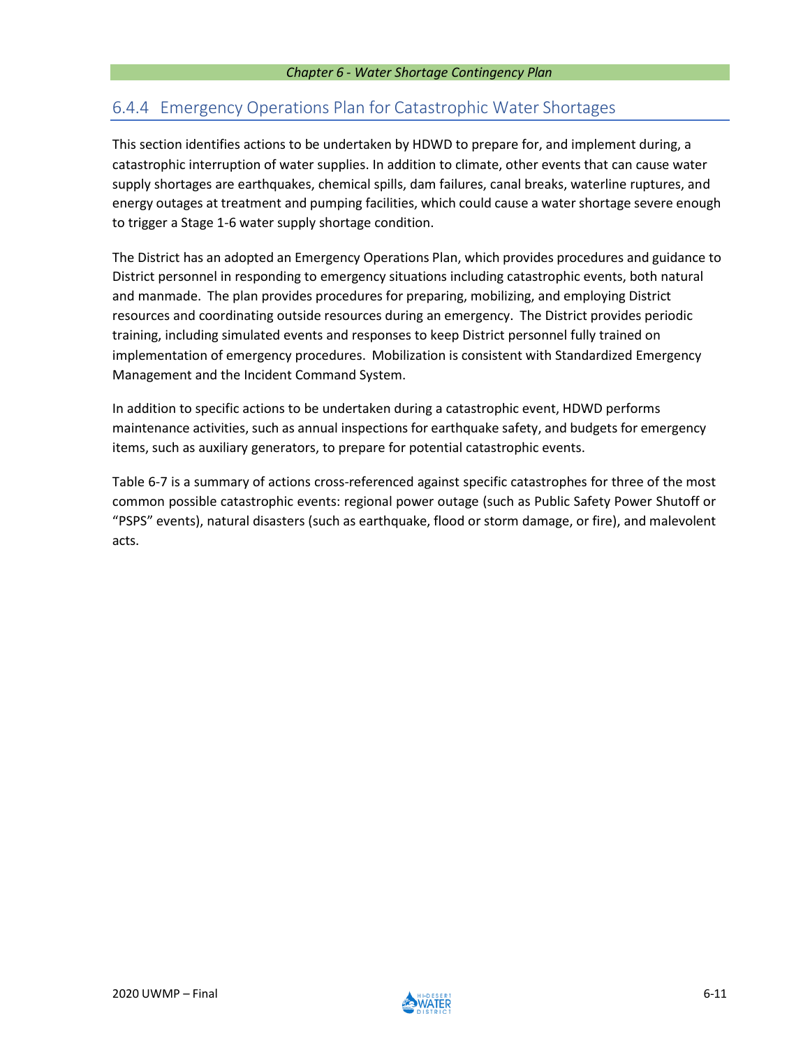### 6.4.4 Emergency Operations Plan for Catastrophic Water Shortages

This section identifies actions to be undertaken by HDWD to prepare for, and implement during, a catastrophic interruption of water supplies. In addition to climate, other events that can cause water supply shortages are earthquakes, chemical spills, dam failures, canal breaks, waterline ruptures, and energy outages at treatment and pumping facilities, which could cause a water shortage severe enough to trigger a Stage 1-6 water supply shortage condition.

The District has an adopted an Emergency Operations Plan, which provides procedures and guidance to District personnel in responding to emergency situations including catastrophic events, both natural and manmade. The plan provides procedures for preparing, mobilizing, and employing District resources and coordinating outside resources during an emergency. The District provides periodic training, including simulated events and responses to keep District personnel fully trained on implementation of emergency procedures. Mobilization is consistent with Standardized Emergency Management and the Incident Command System.

In addition to specific actions to be undertaken during a catastrophic event, HDWD performs maintenance activities, such as annual inspections for earthquake safety, and budgets for emergency items, such as auxiliary generators, to prepare for potential catastrophic events.

Table 6-7 is a summary of actions cross-referenced against specific catastrophes for three of the most common possible catastrophic events: regional power outage (such as Public Safety Power Shutoff or "PSPS" events), natural disasters (such as earthquake, flood or storm damage, or fire), and malevolent acts.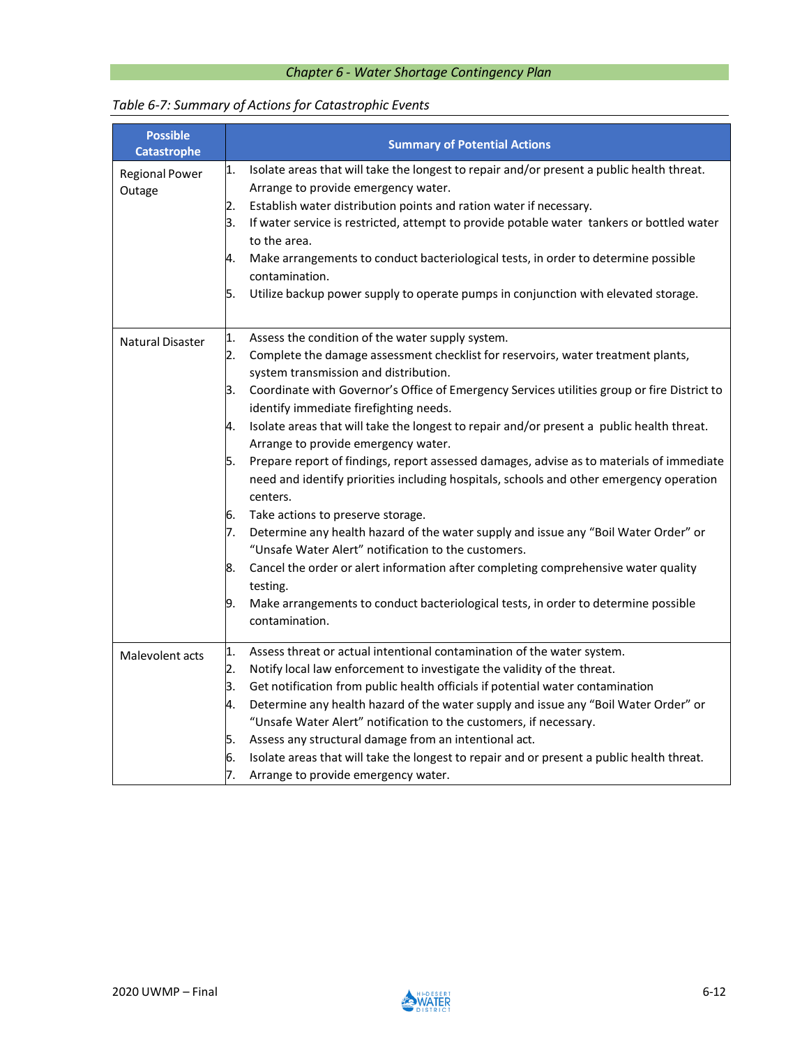*Table 6-7: Summary of Actions for Catastrophic Events*

| Possible Catastrophe | Summary of Potential Actions |
|---|---|
| Regional Power Outage | 1. Isolate areas that will take the longest to repair and/or present a public health threat. Arrange to provide emergency water.<br>2. Establish water distribution points and ration water if necessary.<br>3. If water service is restricted, attempt to provide potable water tankers or bottled water to the area.<br>4. Make arrangements to conduct bacteriological tests, in order to determine possible contamination.<br>5. Utilize backup power supply to operate pumps in conjunction with elevated storage. |
| Natural Disaster | 1. Assess the condition of the water supply system.<br>2. Complete the damage assessment checklist for reservoirs, water treatment plants, system transmission and distribution.<br>3. Coordinate with Governor's Office of Emergency Services utilities group or fire District to identify immediate firefighting needs.<br>4. Isolate areas that will take the longest to repair and/or present a public health threat. Arrange to provide emergency water.<br>5. Prepare report of findings, report assessed damages, advise as to materials of immediate need and identify priorities including hospitals, schools and other emergency operation centers.<br>6. Take actions to preserve storage.<br>7. Determine any health hazard of the water supply and issue any "Boil Water Order" or "Unsafe Water Alert" notification to the customers.<br>8. Cancel the order or alert information after completing comprehensive water quality testing.<br>9. Make arrangements to conduct bacteriological tests, in order to determine possible contamination. |
| Malevolent acts | 1. Assess threat or actual intentional contamination of the water system.<br>2. Notify local law enforcement to investigate the validity of the threat.<br>3. Get notification from public health officials if potential water contamination<br>4. Determine any health hazard of the water supply and issue any "Boil Water Order" or "Unsafe Water Alert" notification to the customers, if necessary.<br>5. Assess any structural damage from an intentional act.<br>6. Isolate areas that will take the longest to repair and or present a public health threat.<br>7. Arrange to provide emergency water. |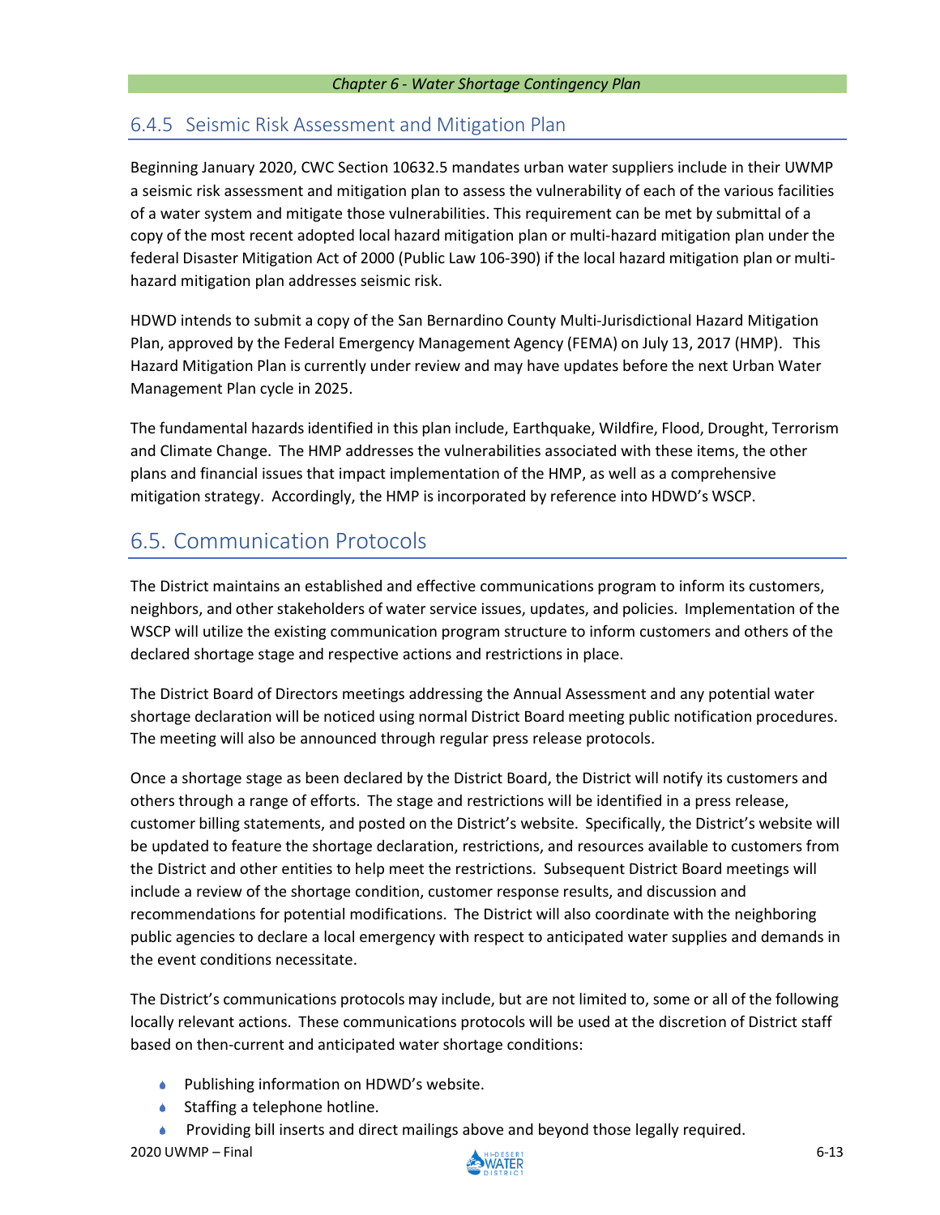### 6.4.5 Seismic Risk Assessment and Mitigation Plan

Beginning January 2020, CWC Section 10632.5 mandates urban water suppliers include in their UWMP a seismic risk assessment and mitigation plan to assess the vulnerability of each of the various facilities of a water system and mitigate those vulnerabilities. This requirement can be met by submittal of a copy of the most recent adopted local hazard mitigation plan or multi-hazard mitigation plan under the federal Disaster Mitigation Act of 2000 (Public Law 106-390) if the local hazard mitigation plan or multi-hazard mitigation plan addresses seismic risk.

HDWD intends to submit a copy of the San Bernardino County Multi-Jurisdictional Hazard Mitigation Plan, approved by the Federal Emergency Management Agency (FEMA) on July 13, 2017 (HMP). This Hazard Mitigation Plan is currently under review and may have updates before the next Urban Water Management Plan cycle in 2025.

The fundamental hazards identified in this plan include, Earthquake, Wildfire, Flood, Drought, Terrorism and Climate Change. The HMP addresses the vulnerabilities associated with these items, the other plans and financial issues that impact implementation of the HMP, as well as a comprehensive mitigation strategy. Accordingly, the HMP is incorporated by reference into HDWD's WSCP.

## 6.5. Communication Protocols

The District maintains an established and effective communications program to inform its customers, neighbors, and other stakeholders of water service issues, updates, and policies. Implementation of the WSCP will utilize the existing communication program structure to inform customers and others of the declared shortage stage and respective actions and restrictions in place.

The District Board of Directors meetings addressing the Annual Assessment and any potential water shortage declaration will be noticed using normal District Board meeting public notification procedures. The meeting will also be announced through regular press release protocols.

Once a shortage stage as been declared by the District Board, the District will notify its customers and others through a range of efforts. The stage and restrictions will be identified in a press release, customer billing statements, and posted on the District's website. Specifically, the District's website will be updated to feature the shortage declaration, restrictions, and resources available to customers from the District and other entities to help meet the restrictions. Subsequent District Board meetings will include a review of the shortage condition, customer response results, and discussion and recommendations for potential modifications. The District will also coordinate with the neighboring public agencies to declare a local emergency with respect to anticipated water supplies and demands in the event conditions necessitate.

The District's communications protocols may include, but are not limited to, some or all of the following locally relevant actions. These communications protocols will be used at the discretion of District staff based on then-current and anticipated water shortage conditions:

- Publishing information on HDWD's website.
- Staffing a telephone hotline.
- Providing bill inserts and direct mailings above and beyond those legally required.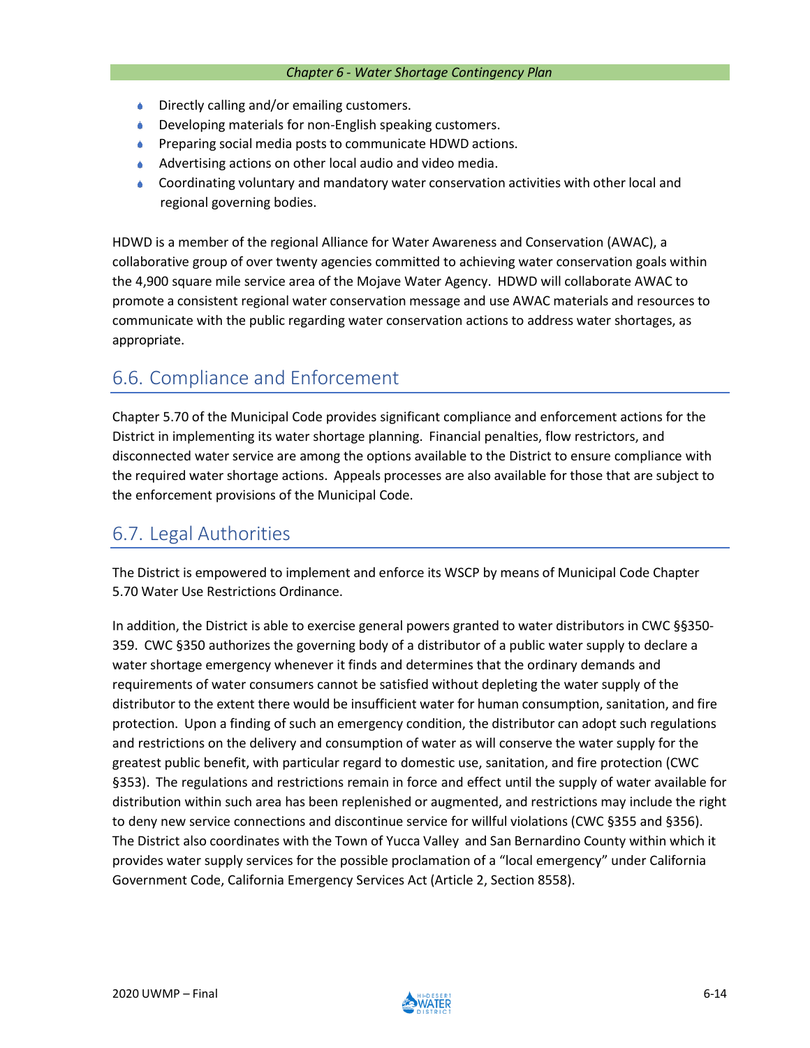- Directly calling and/or emailing customers.
- Developing materials for non-English speaking customers.
- Preparing social media posts to communicate HDWD actions.
- Advertising actions on other local audio and video media.
- Coordinating voluntary and mandatory water conservation activities with other local and regional governing bodies.

HDWD is a member of the regional Alliance for Water Awareness and Conservation (AWAC), a collaborative group of over twenty agencies committed to achieving water conservation goals within the 4,900 square mile service area of the Mojave Water Agency. HDWD will collaborate AWAC to promote a consistent regional water conservation message and use AWAC materials and resources to communicate with the public regarding water conservation actions to address water shortages, as appropriate.

## 6.6. Compliance and Enforcement

Chapter 5.70 of the Municipal Code provides significant compliance and enforcement actions for the District in implementing its water shortage planning. Financial penalties, flow restrictors, and disconnected water service are among the options available to the District to ensure compliance with the required water shortage actions. Appeals processes are also available for those that are subject to the enforcement provisions of the Municipal Code.

## 6.7. Legal Authorities

The District is empowered to implement and enforce its WSCP by means of Municipal Code Chapter 5.70 Water Use Restrictions Ordinance.

In addition, the District is able to exercise general powers granted to water distributors in CWC §§350-359. CWC §350 authorizes the governing body of a distributor of a public water supply to declare a water shortage emergency whenever it finds and determines that the ordinary demands and requirements of water consumers cannot be satisfied without depleting the water supply of the distributor to the extent there would be insufficient water for human consumption, sanitation, and fire protection. Upon a finding of such an emergency condition, the distributor can adopt such regulations and restrictions on the delivery and consumption of water as will conserve the water supply for the greatest public benefit, with particular regard to domestic use, sanitation, and fire protection (CWC §353). The regulations and restrictions remain in force and effect until the supply of water available for distribution within such area has been replenished or augmented, and restrictions may include the right to deny new service connections and discontinue service for willful violations (CWC §355 and §356). The District also coordinates with the Town of Yucca Valley and San Bernardino County within which it provides water supply services for the possible proclamation of a "local emergency" under California Government Code, California Emergency Services Act (Article 2, Section 8558).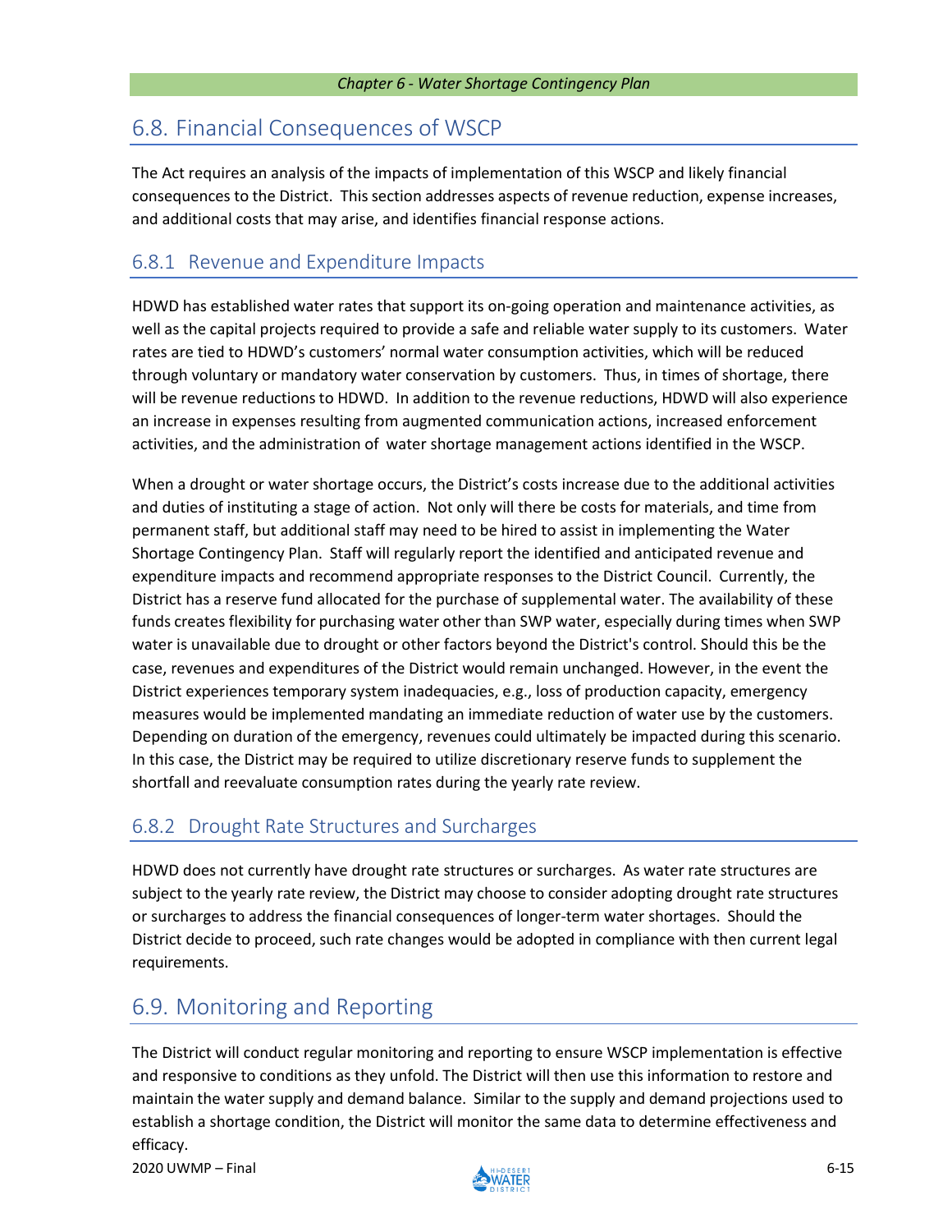## 6.8. Financial Consequences of WSCP

The Act requires an analysis of the impacts of implementation of this WSCP and likely financial consequences to the District. This section addresses aspects of revenue reduction, expense increases, and additional costs that may arise, and identifies financial response actions.

### 6.8.1 Revenue and Expenditure Impacts

HDWD has established water rates that support its on-going operation and maintenance activities, as well as the capital projects required to provide a safe and reliable water supply to its customers. Water rates are tied to HDWD's customers' normal water consumption activities, which will be reduced through voluntary or mandatory water conservation by customers. Thus, in times of shortage, there will be revenue reductions to HDWD. In addition to the revenue reductions, HDWD will also experience an increase in expenses resulting from augmented communication actions, increased enforcement activities, and the administration of water shortage management actions identified in the WSCP.

When a drought or water shortage occurs, the District's costs increase due to the additional activities and duties of instituting a stage of action. Not only will there be costs for materials, and time from permanent staff, but additional staff may need to be hired to assist in implementing the Water Shortage Contingency Plan. Staff will regularly report the identified and anticipated revenue and expenditure impacts and recommend appropriate responses to the District Council. Currently, the District has a reserve fund allocated for the purchase of supplemental water. The availability of these funds creates flexibility for purchasing water other than SWP water, especially during times when SWP water is unavailable due to drought or other factors beyond the District's control. Should this be the case, revenues and expenditures of the District would remain unchanged. However, in the event the District experiences temporary system inadequacies, e.g., loss of production capacity, emergency measures would be implemented mandating an immediate reduction of water use by the customers. Depending on duration of the emergency, revenues could ultimately be impacted during this scenario. In this case, the District may be required to utilize discretionary reserve funds to supplement the shortfall and reevaluate consumption rates during the yearly rate review.

### 6.8.2 Drought Rate Structures and Surcharges

HDWD does not currently have drought rate structures or surcharges. As water rate structures are subject to the yearly rate review, the District may choose to consider adopting drought rate structures or surcharges to address the financial consequences of longer-term water shortages. Should the District decide to proceed, such rate changes would be adopted in compliance with then current legal requirements.

## 6.9. Monitoring and Reporting

The District will conduct regular monitoring and reporting to ensure WSCP implementation is effective and responsive to conditions as they unfold. The District will then use this information to restore and maintain the water supply and demand balance. Similar to the supply and demand projections used to establish a shortage condition, the District will monitor the same data to determine effectiveness and efficacy.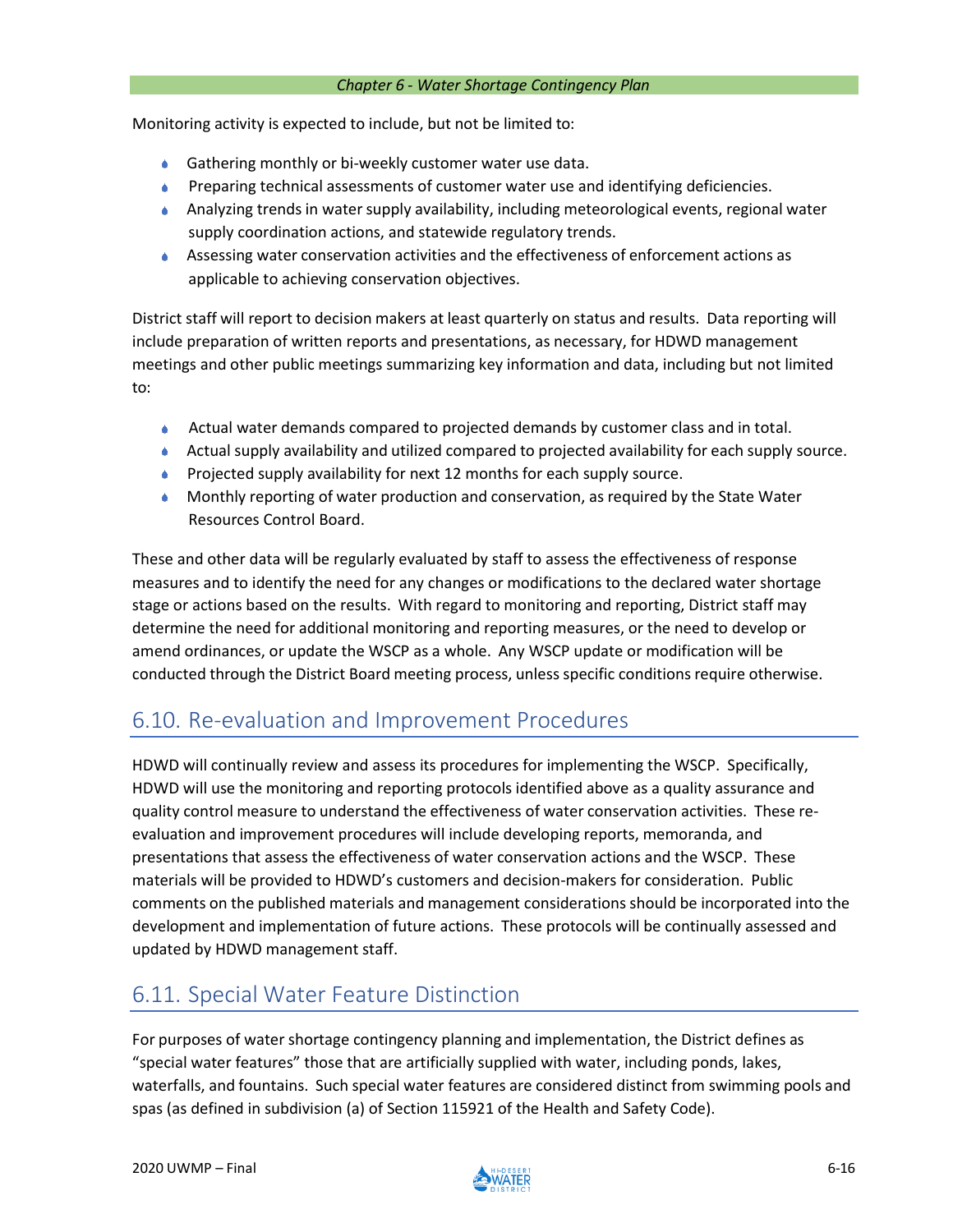Monitoring activity is expected to include, but not be limited to:

- Gathering monthly or bi-weekly customer water use data.
- Preparing technical assessments of customer water use and identifying deficiencies.
- Analyzing trends in water supply availability, including meteorological events, regional water supply coordination actions, and statewide regulatory trends.
- Assessing water conservation activities and the effectiveness of enforcement actions as applicable to achieving conservation objectives.

District staff will report to decision makers at least quarterly on status and results. Data reporting will include preparation of written reports and presentations, as necessary, for HDWD management meetings and other public meetings summarizing key information and data, including but not limited to:

- Actual water demands compared to projected demands by customer class and in total.
- Actual supply availability and utilized compared to projected availability for each supply source.
- Projected supply availability for next 12 months for each supply source.
- Monthly reporting of water production and conservation, as required by the State Water Resources Control Board.

These and other data will be regularly evaluated by staff to assess the effectiveness of response measures and to identify the need for any changes or modifications to the declared water shortage stage or actions based on the results. With regard to monitoring and reporting, District staff may determine the need for additional monitoring and reporting measures, or the need to develop or amend ordinances, or update the WSCP as a whole. Any WSCP update or modification will be conducted through the District Board meeting process, unless specific conditions require otherwise.

## 6.10. Re-evaluation and Improvement Procedures

HDWD will continually review and assess its procedures for implementing the WSCP. Specifically, HDWD will use the monitoring and reporting protocols identified above as a quality assurance and quality control measure to understand the effectiveness of water conservation activities. These re-evaluation and improvement procedures will include developing reports, memoranda, and presentations that assess the effectiveness of water conservation actions and the WSCP. These materials will be provided to HDWD's customers and decision-makers for consideration. Public comments on the published materials and management considerations should be incorporated into the development and implementation of future actions. These protocols will be continually assessed and updated by HDWD management staff.

## 6.11. Special Water Feature Distinction

For purposes of water shortage contingency planning and implementation, the District defines as "special water features" those that are artificially supplied with water, including ponds, lakes, waterfalls, and fountains. Such special water features are considered distinct from swimming pools and spas (as defined in subdivision (a) of Section 115921 of the Health and Safety Code).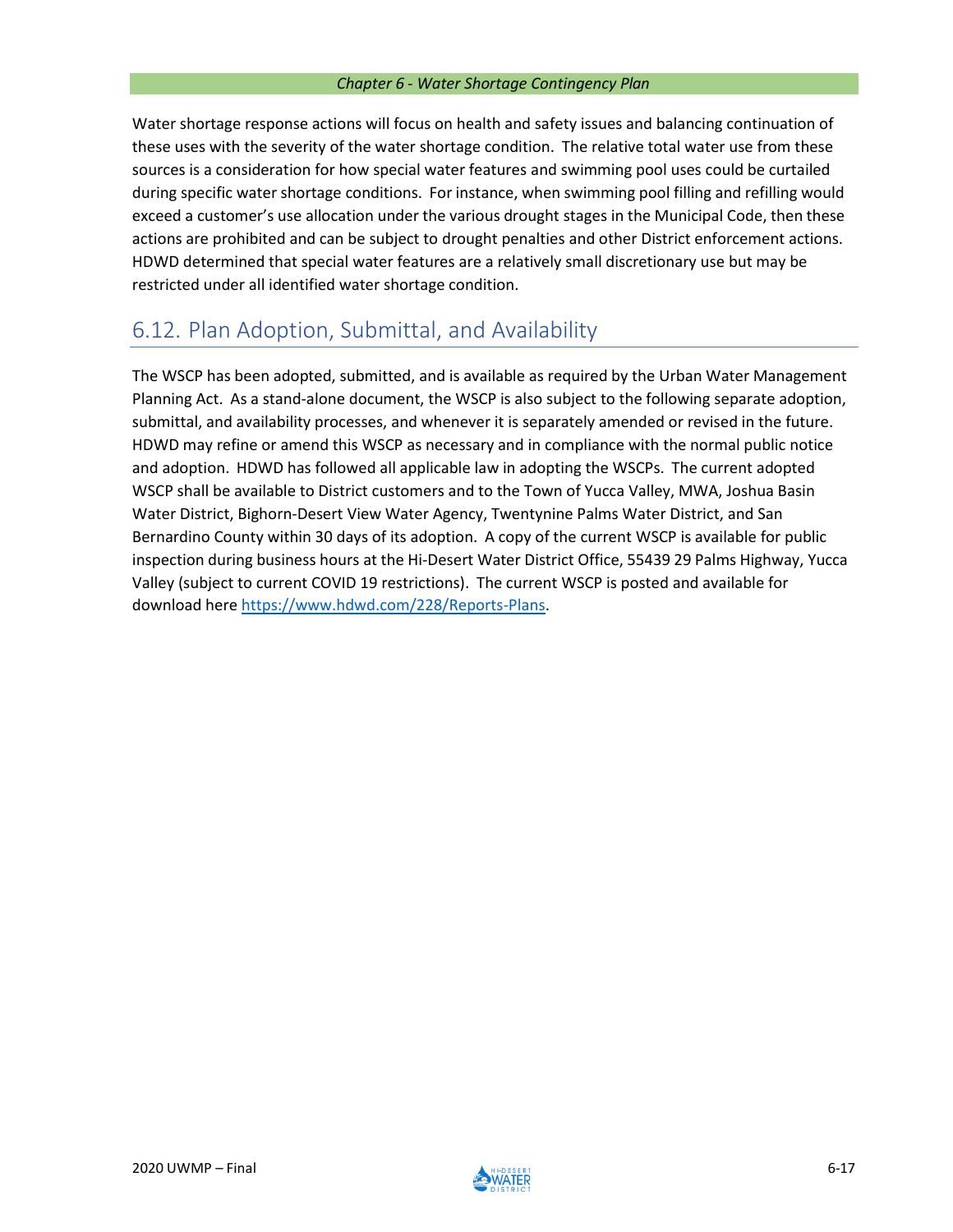Water shortage response actions will focus on health and safety issues and balancing continuation of these uses with the severity of the water shortage condition. The relative total water use from these sources is a consideration for how special water features and swimming pool uses could be curtailed during specific water shortage conditions. For instance, when swimming pool filling and refilling would exceed a customer's use allocation under the various drought stages in the Municipal Code, then these actions are prohibited and can be subject to drought penalties and other District enforcement actions. HDWD determined that special water features are a relatively small discretionary use but may be restricted under all identified water shortage condition.

## 6.12. Plan Adoption, Submittal, and Availability

The WSCP has been adopted, submitted, and is available as required by the Urban Water Management Planning Act. As a stand-alone document, the WSCP is also subject to the following separate adoption, submittal, and availability processes, and whenever it is separately amended or revised in the future. HDWD may refine or amend this WSCP as necessary and in compliance with the normal public notice and adoption. HDWD has followed all applicable law in adopting the WSCPs. The current adopted WSCP shall be available to District customers and to the Town of Yucca Valley, MWA, Joshua Basin Water District, Bighorn-Desert View Water Agency, Twentynine Palms Water District, and San Bernardino County within 30 days of its adoption. A copy of the current WSCP is available for public inspection during business hours at the Hi-Desert Water District Office, 55439 29 Palms Highway, Yucca Valley (subject to current COVID 19 restrictions). The current WSCP is posted and available for download here https://www.hdwd.com/228/Reports-Plans.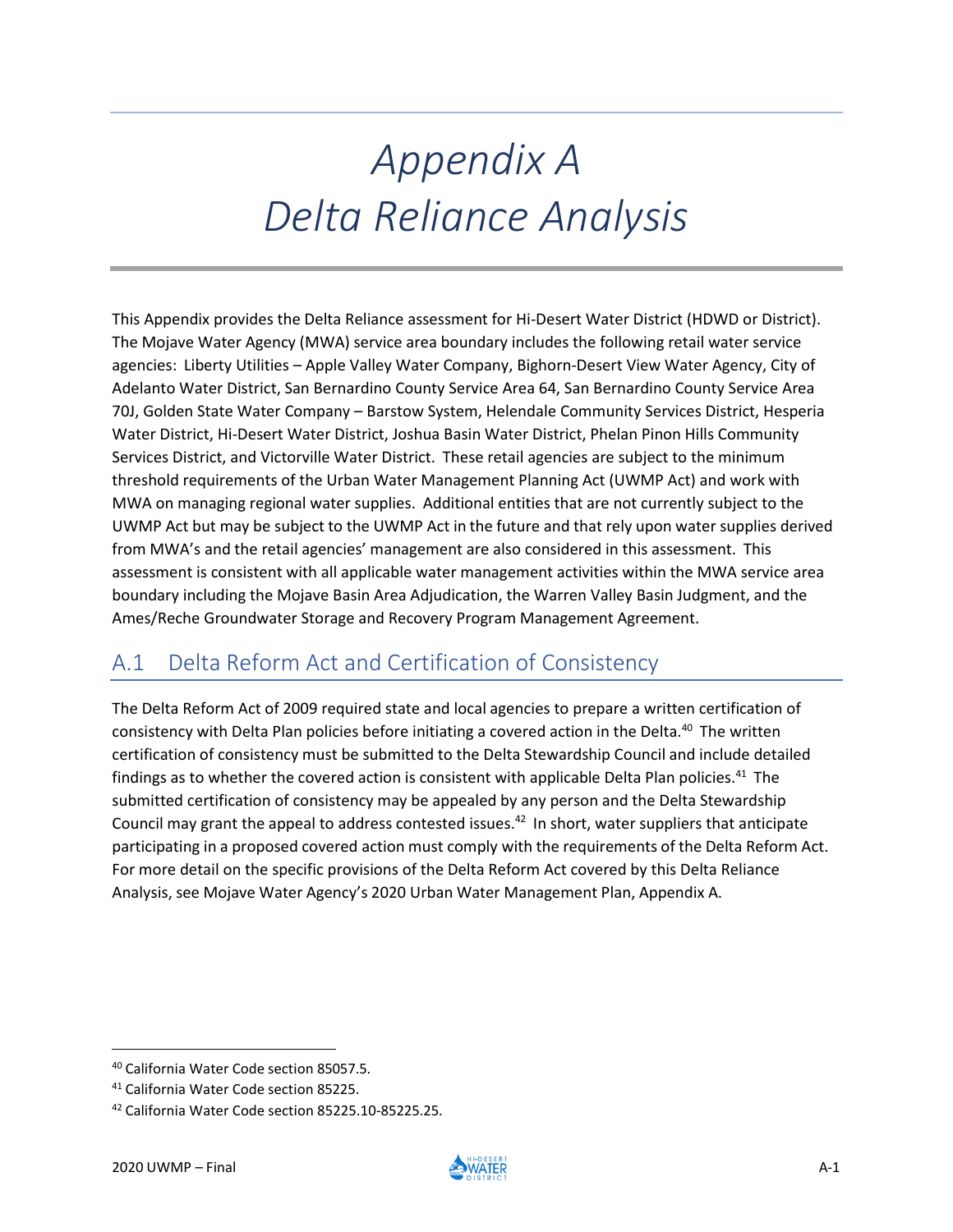# Appendix A
# Delta Reliance Analysis

This Appendix provides the Delta Reliance assessment for Hi-Desert Water District (HDWD or District). The Mojave Water Agency (MWA) service area boundary includes the following retail water service agencies: Liberty Utilities – Apple Valley Water Company, Bighorn-Desert View Water Agency, City of Adelanto Water District, San Bernardino County Service Area 64, San Bernardino County Service Area 70J, Golden State Water Company – Barstow System, Helendale Community Services District, Hesperia Water District, Hi-Desert Water District, Joshua Basin Water District, Phelan Pinon Hills Community Services District, and Victorville Water District. These retail agencies are subject to the minimum threshold requirements of the Urban Water Management Planning Act (UWMP Act) and work with MWA on managing regional water supplies. Additional entities that are not currently subject to the UWMP Act but may be subject to the UWMP Act in the future and that rely upon water supplies derived from MWA's and the retail agencies' management are also considered in this assessment. This assessment is consistent with all applicable water management activities within the MWA service area boundary including the Mojave Basin Area Adjudication, the Warren Valley Basin Judgment, and the Ames/Reche Groundwater Storage and Recovery Program Management Agreement.

## A.1 Delta Reform Act and Certification of Consistency

The Delta Reform Act of 2009 required state and local agencies to prepare a written certification of consistency with Delta Plan policies before initiating a covered action in the Delta.[40] The written certification of consistency must be submitted to the Delta Stewardship Council and include detailed findings as to whether the covered action is consistent with applicable Delta Plan policies.[41] The submitted certification of consistency may be appealed by any person and the Delta Stewardship Council may grant the appeal to address contested issues.[42] In short, water suppliers that anticipate participating in a proposed covered action must comply with the requirements of the Delta Reform Act. For more detail on the specific provisions of the Delta Reform Act covered by this Delta Reliance Analysis, see Mojave Water Agency's 2020 Urban Water Management Plan, Appendix A.

[40] California Water Code section 85057.5.

[41] California Water Code section 85225.

[42] California Water Code section 85225.10-85225.25.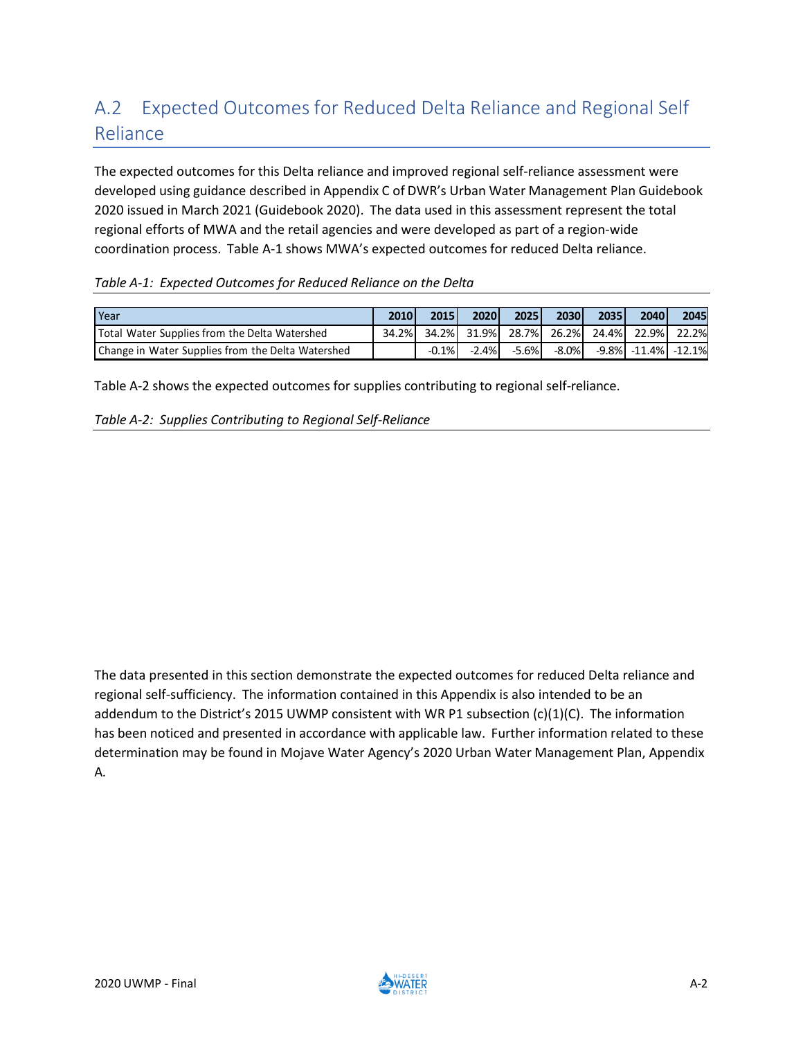## A.2 Expected Outcomes for Reduced Delta Reliance and Regional Self Reliance

The expected outcomes for this Delta reliance and improved regional self-reliance assessment were developed using guidance described in Appendix C of DWR's Urban Water Management Plan Guidebook 2020 issued in March 2021 (Guidebook 2020). The data used in this assessment represent the total regional efforts of MWA and the retail agencies and were developed as part of a region-wide coordination process. Table A-1 shows MWA's expected outcomes for reduced Delta reliance.

*Table A-1: Expected Outcomes for Reduced Reliance on the Delta*

| Year | 2010 | 2015 | 2020 | 2025 | 2030 | 2035 | 2040 | 2045 |
|---|---|---|---|---|---|---|---|---|
| Total Water Supplies from the Delta Watershed | 34.2% | 34.2% | 31.9% | 28.7% | 26.2% | 24.4% | 22.9% | 22.2% |
| Change in Water Supplies from the Delta Watershed | | -0.1% | -2.4% | -5.6% | -8.0% | -9.8% | -11.4% | -12.1% |

Table A-2 shows the expected outcomes for supplies contributing to regional self-reliance.

*Table A-2: Supplies Contributing to Regional Self-Reliance*

The data presented in this section demonstrate the expected outcomes for reduced Delta reliance and regional self-sufficiency. The information contained in this Appendix is also intended to be an addendum to the District's 2015 UWMP consistent with WR P1 subsection (c)(1)(C). The information has been noticed and presented in accordance with applicable law. Further information related to these determination may be found in Mojave Water Agency's 2020 Urban Water Management Plan, Appendix A.